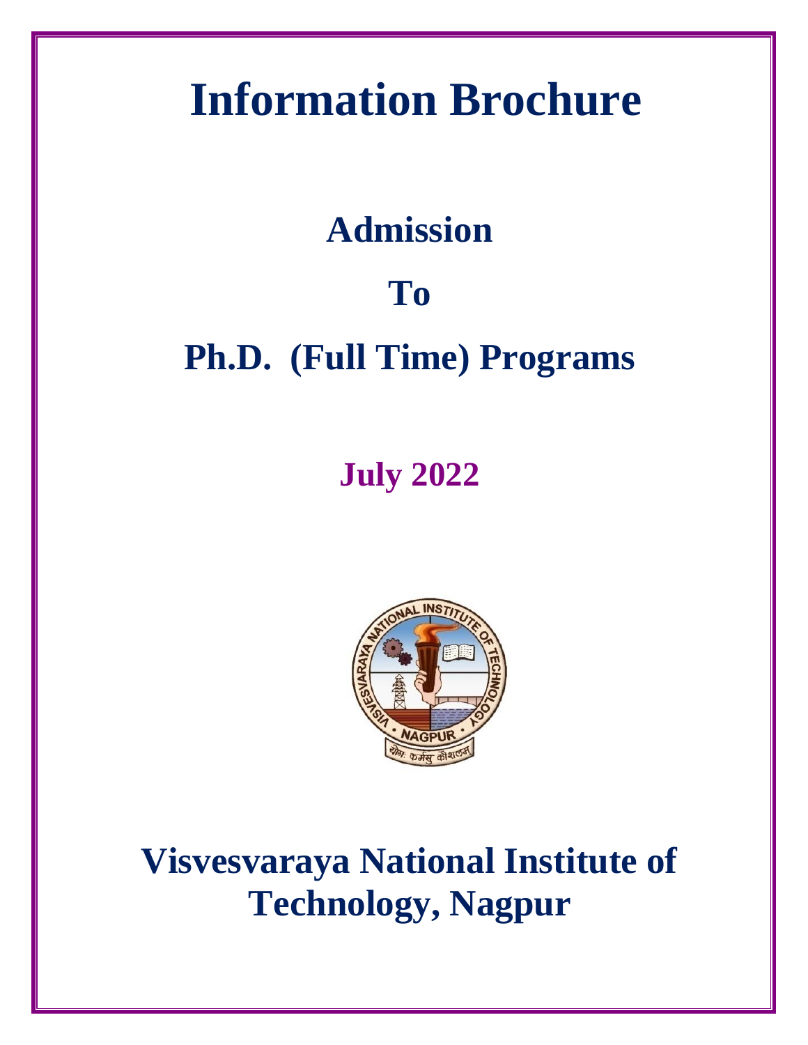# Information Brochure

## Admission

## To

## Ph.D. (Full Time) Programs

**July 2022**

## Visvesvaraya National Institute of Technology, Nagpur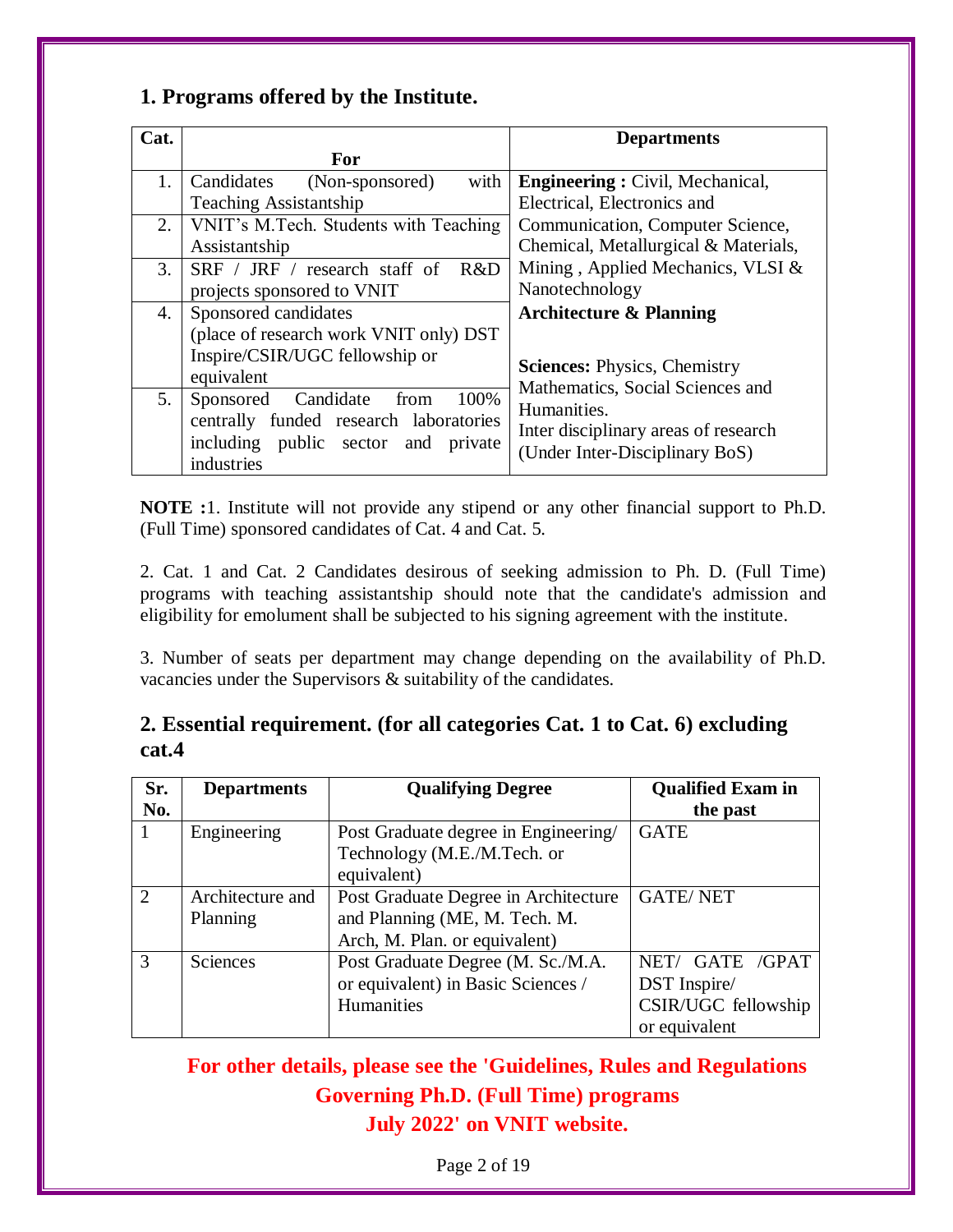## 1. Programs offered by the Institute.

| Cat. | For | Departments |
|---|---|---|
| 1. | Candidates (Non-sponsored) with Teaching Assistantship | **Engineering :** Civil, Mechanical, Electrical, Electronics and Communication, Computer Science, Chemical, Metallurgical & Materials, Mining , Applied Mechanics, VLSI & Nanotechnology<br>**Architecture & Planning**<br>**Sciences:** Physics, Chemistry Mathematics, Social Sciences and Humanities.<br>Inter disciplinary areas of research (Under Inter-Disciplinary BoS) |
| 2. | VNIT's M.Tech. Students with Teaching Assistantship | |
| 3. | SRF / JRF / research staff of R&D projects sponsored to VNIT | |
| 4. | Sponsored candidates (place of research work VNIT only) DST Inspire/CSIR/UGC fellowship or equivalent | |
| 5. | Sponsored Candidate from 100% centrally funded research laboratories including public sector and private industries | |

**NOTE :**1. Institute will not provide any stipend or any other financial support to Ph.D. (Full Time) sponsored candidates of Cat. 4 and Cat. 5.

2. Cat. 1 and Cat. 2 Candidates desirous of seeking admission to Ph. D. (Full Time) programs with teaching assistantship should note that the candidate's admission and eligibility for emolument shall be subjected to his signing agreement with the institute.

3. Number of seats per department may change depending on the availability of Ph.D. vacancies under the Supervisors & suitability of the candidates.

## 2. Essential requirement. (for all categories Cat. 1 to Cat. 6) excluding cat.4

| Sr. No. | Departments | Qualifying Degree | Qualified Exam in the past |
|---|---|---|---|
| 1 | Engineering | Post Graduate degree in Engineering/ Technology (M.E./M.Tech. or equivalent) | GATE |
| 2 | Architecture and Planning | Post Graduate Degree in Architecture and Planning (ME, M. Tech. M. Arch, M. Plan. or equivalent) | GATE/ NET |
| 3 | Sciences | Post Graduate Degree (M. Sc./M.A. or equivalent) in Basic Sciences / Humanities | NET/ GATE /GPAT DST Inspire/ CSIR/UGC fellowship or equivalent |

**For other details, please see the 'Guidelines, Rules and Regulations Governing Ph.D. (Full Time) programs July 2022' on VNIT website.**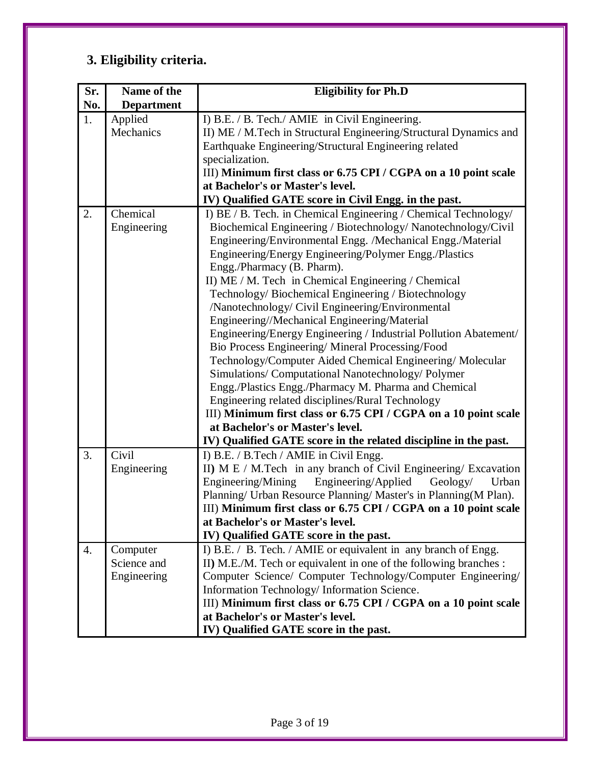## 3. Eligibility criteria.

| Sr. No. | Name of the Department | Eligibility for Ph.D |
|---|---|---|
| 1. | Applied Mechanics | I) B.E. / B. Tech./ AMIE in Civil Engineering.<br>II) ME / M.Tech in Structural Engineering/Structural Dynamics and Earthquake Engineering/Structural Engineering related specialization.<br>III) **Minimum first class or 6.75 CPI / CGPA on a 10 point scale at Bachelor's or Master's level.**<br>IV) **Qualified GATE score in Civil Engg. in the past.** |
| 2. | Chemical Engineering | I) BE / B. Tech. in Chemical Engineering / Chemical Technology/ Biochemical Engineering / Biotechnology/ Nanotechnology/Civil Engineering/Environmental Engg. /Mechanical Engg./Material Engineering/Energy Engineering/Polymer Engg./Plastics Engg./Pharmacy (B. Pharm).<br>II) ME / M. Tech in Chemical Engineering / Chemical Technology/ Biochemical Engineering / Biotechnology /Nanotechnology/ Civil Engineering/Environmental Engineering//Mechanical Engineering/Material Engineering/Energy Engineering / Industrial Pollution Abatement/ Bio Process Engineering/ Mineral Processing/Food Technology/Computer Aided Chemical Engineering/ Molecular Simulations/ Computational Nanotechnology/ Polymer Engg./Plastics Engg./Pharmacy M. Pharma and Chemical Engineering related disciplines/Rural Technology<br>III) **Minimum first class or 6.75 CPI / CGPA on a 10 point scale at Bachelor's or Master's level.**<br>IV) **Qualified GATE score in the related discipline in the past.** |
| 3. | Civil Engineering | I) B.E. / B.Tech / AMIE in Civil Engg.<br>II) M E / M.Tech in any branch of Civil Engineering/ Excavation Engineering/Mining Engineering/Applied Geology/ Urban Planning/ Urban Resource Planning/ Master's in Planning(M Plan).<br>III) **Minimum first class or 6.75 CPI / CGPA on a 10 point scale at Bachelor's or Master's level.**<br>IV) **Qualified GATE score in the past.** |
| 4. | Computer Science and Engineering | I) B.E. / B. Tech. / AMIE or equivalent in any branch of Engg.<br>II) M.E./M. Tech or equivalent in one of the following branches : Computer Science/ Computer Technology/Computer Engineering/ Information Technology/ Information Science.<br>III) **Minimum first class or 6.75 CPI / CGPA on a 10 point scale at Bachelor's or Master's level.**<br>IV) **Qualified GATE score in the past.** |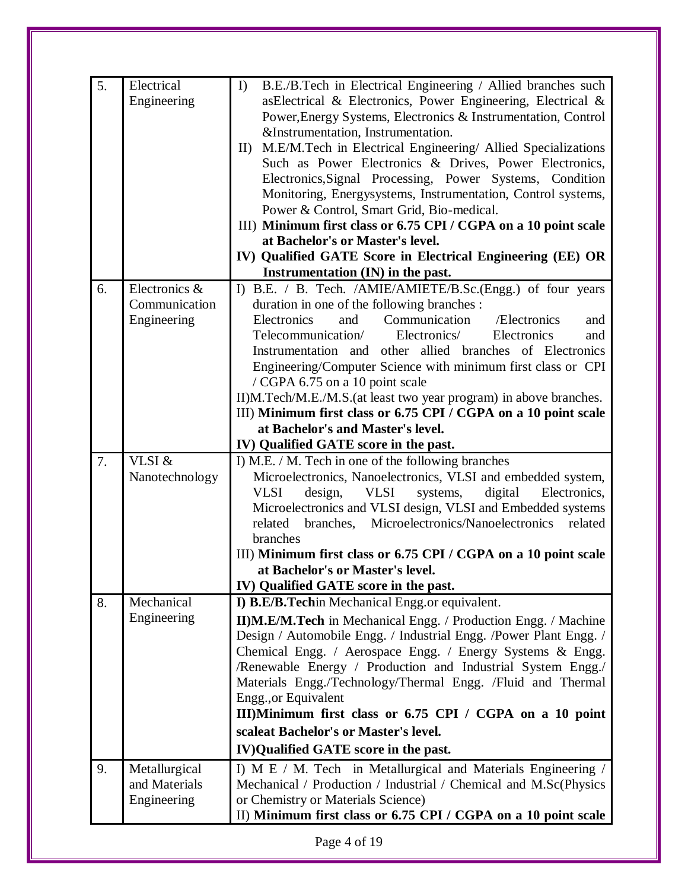| | | |
|---|---|---|
| 5. | Electrical Engineering | I) B.E./B.Tech in Electrical Engineering / Allied branches such asElectrical & Electronics, Power Engineering, Electrical & Power,Energy Systems, Electronics & Instrumentation, Control &Instrumentation, Instrumentation.<br>II) M.E/M.Tech in Electrical Engineering/ Allied Specializations Such as Power Electronics & Drives, Power Electronics, Electronics,Signal Processing, Power Systems, Condition Monitoring, Energysystems, Instrumentation, Control systems, Power & Control, Smart Grid, Bio-medical.<br>III) **Minimum first class or 6.75 CPI / CGPA on a 10 point scale at Bachelor's or Master's level.**<br>**IV) Qualified GATE Score in Electrical Engineering (EE) OR Instrumentation (IN) in the past.** |
| 6. | Electronics & Communication Engineering | I) B.E. / B. Tech. /AMIE/AMIETE/B.Sc.(Engg.) of four years duration in one of the following branches :<br>Electronics and Communication /Electronics and Telecommunication/ Electronics/ Electronics and Instrumentation and other allied branches of Electronics Engineering/Computer Science with minimum first class or CPI / CGPA 6.75 on a 10 point scale<br>II)M.Tech/M.E./M.S.(at least two year program) in above branches.<br>III) **Minimum first class or 6.75 CPI / CGPA on a 10 point scale at Bachelor's and Master's level.**<br>**IV) Qualified GATE score in the past.** |
| 7. | VLSI & Nanotechnology | I) M.E. / M. Tech in one of the following branches<br>Microelectronics, Nanoelectronics, VLSI and embedded system, VLSI design, VLSI systems, digital Electronics, Microelectronics and VLSI design, VLSI and Embedded systems related branches, Microelectronics/Nanoelectronics related branches<br>III) **Minimum first class or 6.75 CPI / CGPA on a 10 point scale at Bachelor's or Master's level.**<br>**IV) Qualified GATE score in the past.** |
| 8. | Mechanical Engineering | **I) B.E/B.Tech**in Mechanical Engg.or equivalent.<br>**II)M.E/M.Tech** in Mechanical Engg. / Production Engg. / Machine Design / Automobile Engg. / Industrial Engg. /Power Plant Engg. / Chemical Engg. / Aerospace Engg. / Energy Systems & Engg. /Renewable Energy / Production and Industrial System Engg./ Materials Engg./Technology/Thermal Engg. /Fluid and Thermal Engg.,or Equivalent<br>**III)Minimum first class or 6.75 CPI / CGPA on a 10 point scaleat Bachelor's or Master's level.**<br>**IV)Qualified GATE score in the past.** |
| 9. | Metallurgical and Materials Engineering | I) M E / M. Tech in Metallurgical and Materials Engineering / Mechanical / Production / Industrial / Chemical and M.Sc(Physics or Chemistry or Materials Science)<br>II) **Minimum first class or 6.75 CPI / CGPA on a 10 point scale** |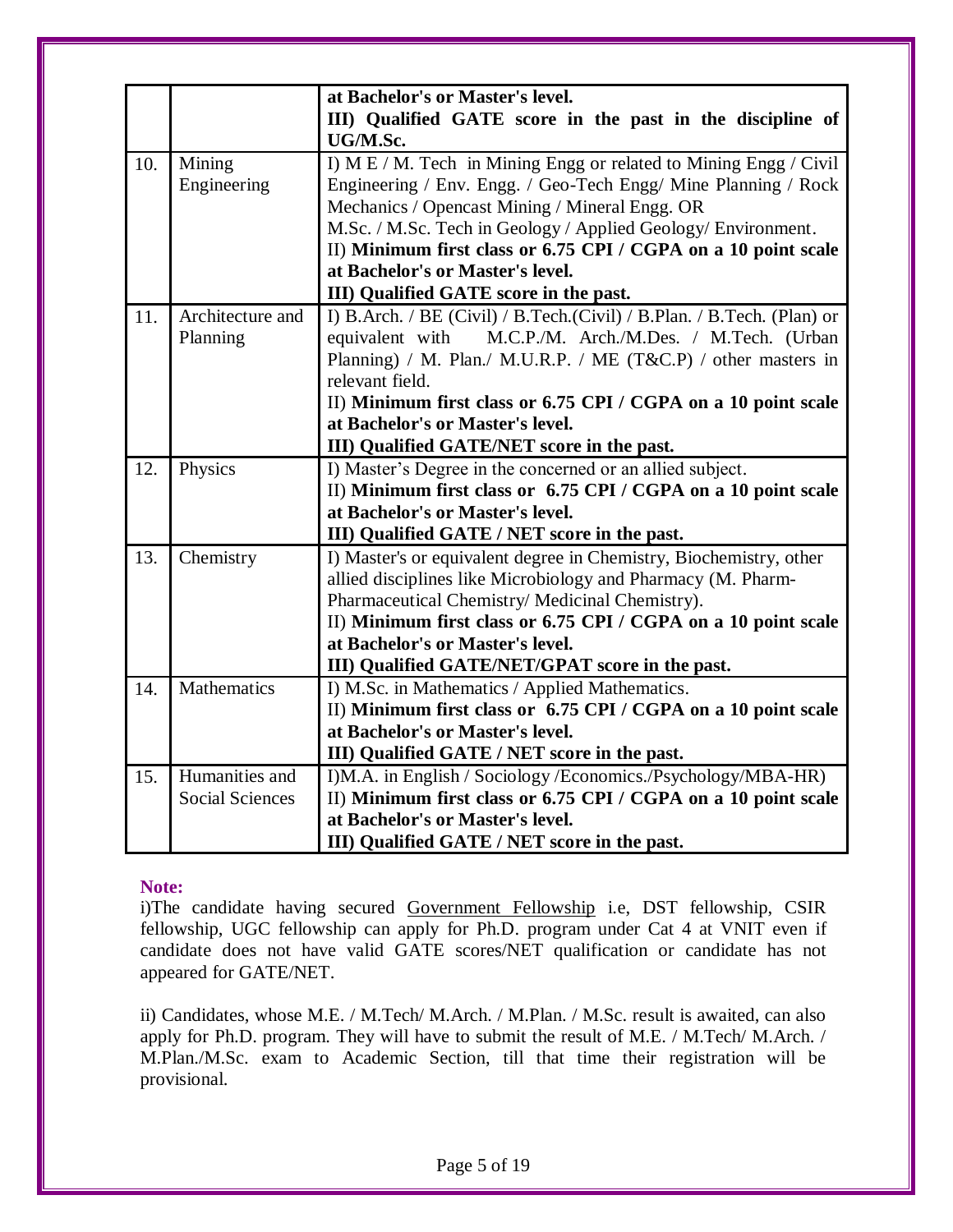| | | |
|---|---|---|
| | | **at Bachelor's or Master's level.**<br>**III) Qualified GATE score in the past in the discipline of UG/M.Sc.** |
| 10. | Mining Engineering | I) M E / M. Tech in Mining Engg or related to Mining Engg / Civil Engineering / Env. Engg. / Geo-Tech Engg/ Mine Planning / Rock Mechanics / Opencast Mining / Mineral Engg. OR<br>M.Sc. / M.Sc. Tech in Geology / Applied Geology/ Environment.<br>II) **Minimum first class or 6.75 CPI / CGPA on a 10 point scale at Bachelor's or Master's level.**<br>**III) Qualified GATE score in the past.** |
| 11. | Architecture and Planning | I) B.Arch. / BE (Civil) / B.Tech.(Civil) / B.Plan. / B.Tech. (Plan) or equivalent with M.C.P./M. Arch./M.Des. / M.Tech. (Urban Planning) / M. Plan./ M.U.R.P. / ME (T&C.P) / other masters in relevant field.<br>II) **Minimum first class or 6.75 CPI / CGPA on a 10 point scale at Bachelor's or Master's level.**<br>**III) Qualified GATE/NET score in the past.** |
| 12. | Physics | I) Master's Degree in the concerned or an allied subject.<br>II) **Minimum first class or 6.75 CPI / CGPA on a 10 point scale at Bachelor's or Master's level.**<br>**III) Qualified GATE / NET score in the past.** |
| 13. | Chemistry | I) Master's or equivalent degree in Chemistry, Biochemistry, other allied disciplines like Microbiology and Pharmacy (M. Pharm-Pharmaceutical Chemistry/ Medicinal Chemistry).<br>II) **Minimum first class or 6.75 CPI / CGPA on a 10 point scale at Bachelor's or Master's level.**<br>**III) Qualified GATE/NET/GPAT score in the past.** |
| 14. | Mathematics | I) M.Sc. in Mathematics / Applied Mathematics.<br>II) **Minimum first class or 6.75 CPI / CGPA on a 10 point scale at Bachelor's or Master's level.**<br>**III) Qualified GATE / NET score in the past.** |
| 15. | Humanities and Social Sciences | I)M.A. in English / Sociology /Economics./Psychology/MBA-HR)<br>II) **Minimum first class or 6.75 CPI / CGPA on a 10 point scale at Bachelor's or Master's level.**<br>**III) Qualified GATE / NET score in the past.** |

**Note:**

i)The candidate having secured Government Fellowship i.e, DST fellowship, CSIR fellowship, UGC fellowship can apply for Ph.D. program under Cat 4 at VNIT even if candidate does not have valid GATE scores/NET qualification or candidate has not appeared for GATE/NET.

ii) Candidates, whose M.E. / M.Tech/ M.Arch. / M.Plan. / M.Sc. result is awaited, can also apply for Ph.D. program. They will have to submit the result of M.E. / M.Tech/ M.Arch. / M.Plan./M.Sc. exam to Academic Section, till that time their registration will be provisional.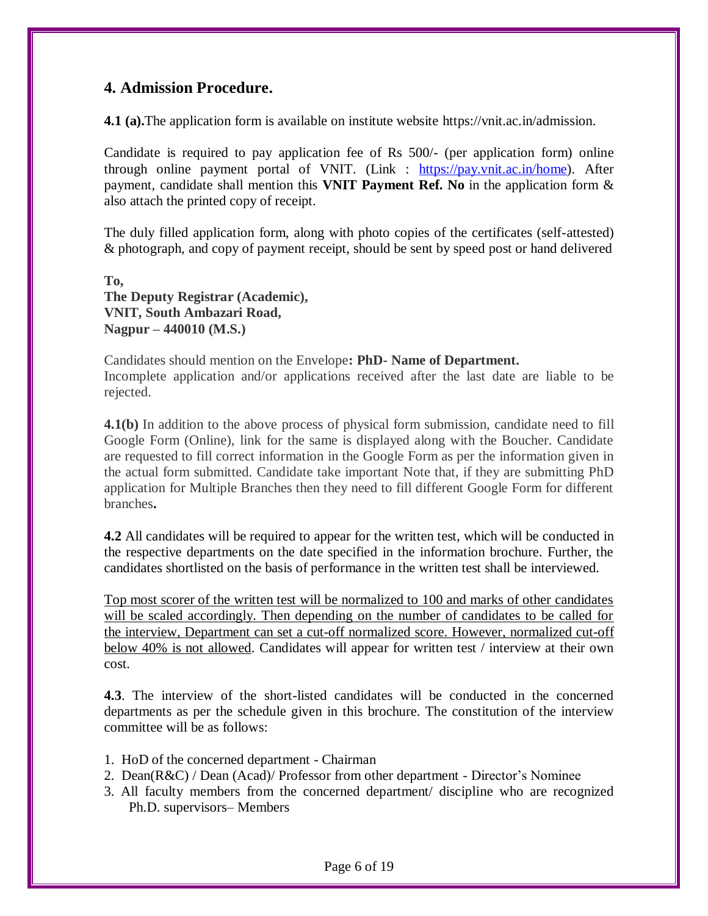## 4. Admission Procedure.

**4.1 (a).**The application form is available on institute website https://vnit.ac.in/admission.

Candidate is required to pay application fee of Rs 500/- (per application form) online through online payment portal of VNIT. (Link : https://pay.vnit.ac.in/home). After payment, candidate shall mention this **VNIT Payment Ref. No** in the application form & also attach the printed copy of receipt.

The duly filled application form, along with photo copies of the certificates (self-attested) & photograph, and copy of payment receipt, should be sent by speed post or hand delivered

**To,**
**The Deputy Registrar (Academic),**
**VNIT, South Ambazari Road,**
**Nagpur – 440010 (M.S.)**

Candidates should mention on the Envelope**: PhD- Name of Department.**
Incomplete application and/or applications received after the last date are liable to be rejected.

**4.1(b)** In addition to the above process of physical form submission, candidate need to fill Google Form (Online), link for the same is displayed along with the Boucher. Candidate are requested to fill correct information in the Google Form as per the information given in the actual form submitted. Candidate take important Note that, if they are submitting PhD application for Multiple Branches then they need to fill different Google Form for different branches**.**

**4.2** All candidates will be required to appear for the written test, which will be conducted in the respective departments on the date specified in the information brochure. Further, the candidates shortlisted on the basis of performance in the written test shall be interviewed.

<u>Top most scorer of the written test will be normalized to 100 and marks of other candidates will be scaled accordingly. Then depending on the number of candidates to be called for the interview, Department can set a cut-off normalized score. However, normalized cut-off below 40% is not allowed</u>. Candidates will appear for written test / interview at their own cost.

**4.3**. The interview of the short-listed candidates will be conducted in the concerned departments as per the schedule given in this brochure. The constitution of the interview committee will be as follows:

1. HoD of the concerned department - Chairman
2. Dean(R&C) / Dean (Acad)/ Professor from other department - Director's Nominee
3. All faculty members from the concerned department/ discipline who are recognized Ph.D. supervisors– Members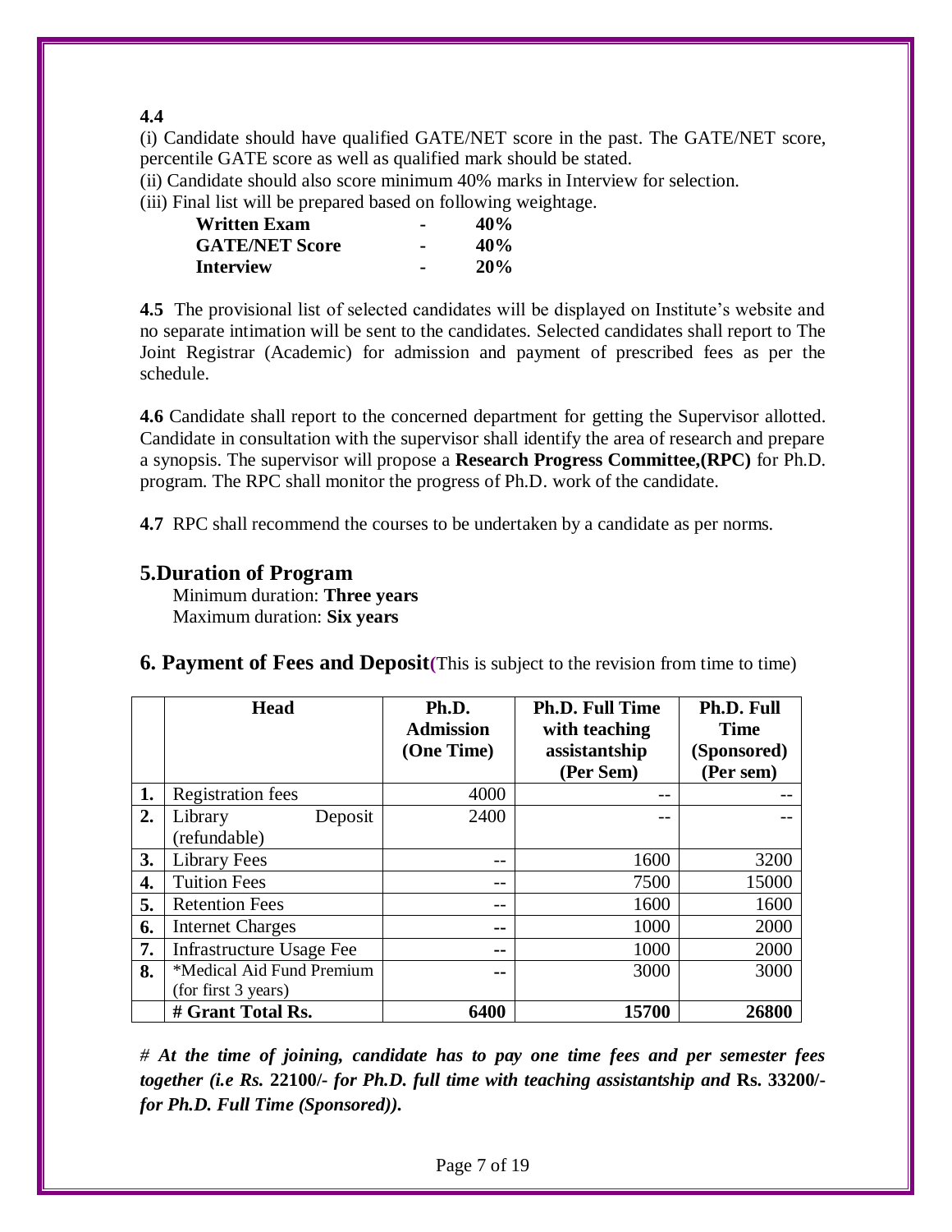**4.4**

(i) Candidate should have qualified GATE/NET score in the past. The GATE/NET score, percentile GATE score as well as qualified mark should be stated.

(ii) Candidate should also score minimum 40% marks in Interview for selection.

(iii) Final list will be prepared based on following weightage.

| | | |
|---|---|---|
| **Written Exam** | - | **40%** |
| **GATE/NET Score** | - | **40%** |
| **Interview** | - | **20%** |

**4.5** The provisional list of selected candidates will be displayed on Institute's website and no separate intimation will be sent to the candidates. Selected candidates shall report to The Joint Registrar (Academic) for admission and payment of prescribed fees as per the schedule.

**4.6** Candidate shall report to the concerned department for getting the Supervisor allotted. Candidate in consultation with the supervisor shall identify the area of research and prepare a synopsis. The supervisor will propose a **Research Progress Committee,(RPC)** for Ph.D. program. The RPC shall monitor the progress of Ph.D. work of the candidate.

**4.7** RPC shall recommend the courses to be undertaken by a candidate as per norms.

## 5.Duration of Program

Minimum duration: **Three years**
Maximum duration: **Six years**

## 6. Payment of Fees and Deposit(This is subject to the revision from time to time)

| | **Head** | **Ph.D. Admission (One Time)** | **Ph.D. Full Time with teaching assistantship (Per Sem)** | **Ph.D. Full Time (Sponsored) (Per sem)** |
|---|---|---|---|---|
| **1.** | Registration fees | 4000 | -- | -- |
| **2.** | Library Deposit (refundable) | 2400 | -- | -- |
| **3.** | Library Fees | -- | 1600 | 3200 |
| **4.** | Tuition Fees | -- | 7500 | 15000 |
| **5.** | Retention Fees | -- | 1600 | 1600 |
| **6.** | Internet Charges | -- | 1000 | 2000 |
| **7.** | Infrastructure Usage Fee | -- | 1000 | 2000 |
| **8.** | *Medical Aid Fund Premium (for first 3 years) | -- | 3000 | 3000 |
| | **# Grant Total Rs.** | **6400** | **15700** | **26800** |

*# **At the time of joining, candidate has to pay one time fees and per semester fees together (i.e Rs.** **22100/-** **for Ph.D. full time with teaching assistantship and** **Rs. 33200/-** **for Ph.D. Full Time (Sponsored)).***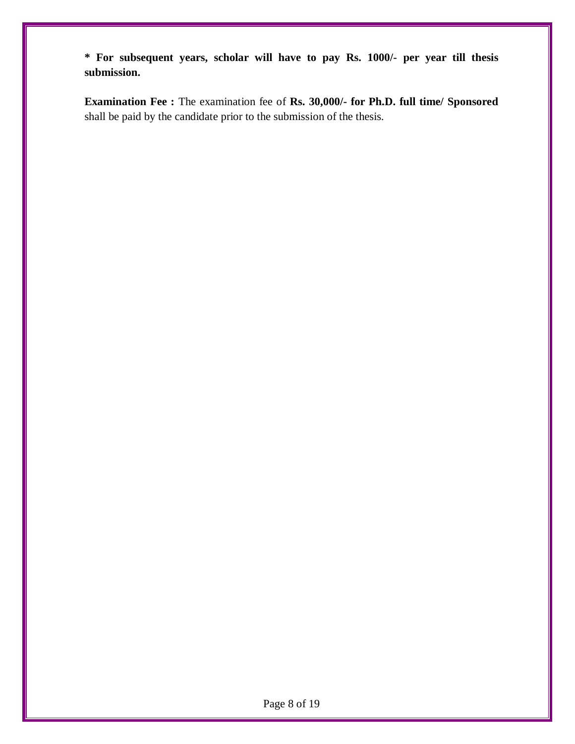**\* For subsequent years, scholar will have to pay Rs. 1000/- per year till thesis submission.**

**Examination Fee :** The examination fee of **Rs. 30,000/- for Ph.D. full time/ Sponsored** shall be paid by the candidate prior to the submission of the thesis.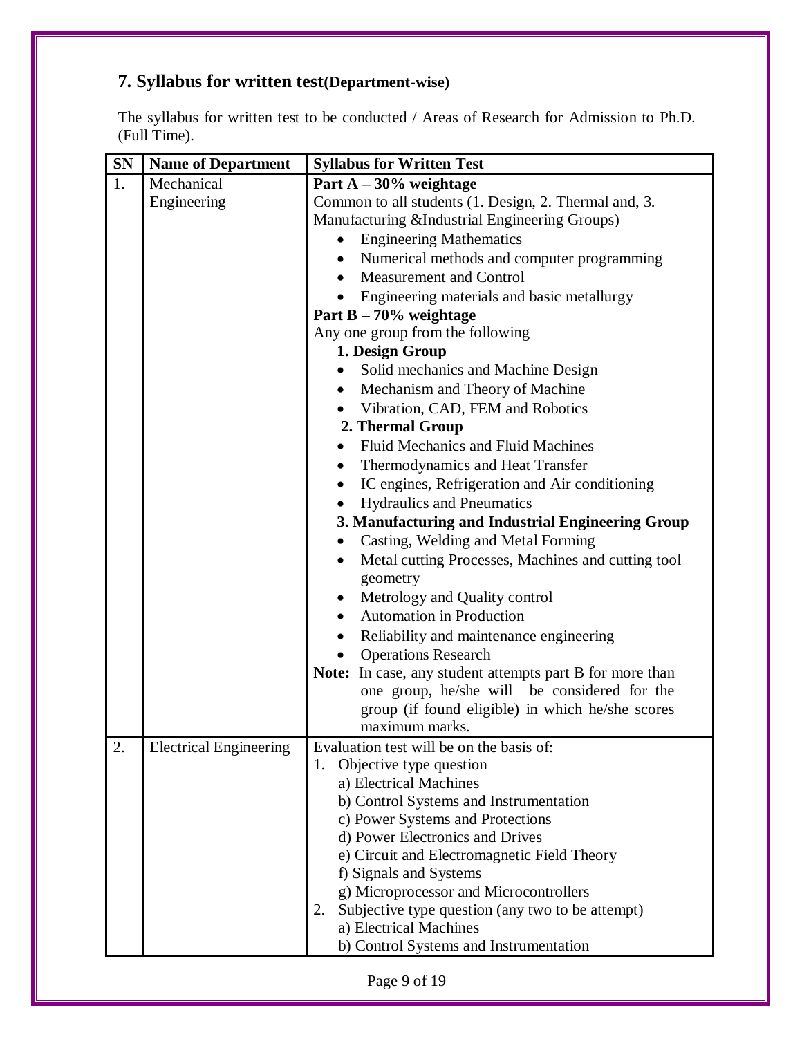## 7. Syllabus for written test(Department-wise)

The syllabus for written test to be conducted / Areas of Research for Admission to Ph.D. (Full Time).

| SN | Name of Department | Syllabus for Written Test |
|---|---|---|
| 1. | Mechanical Engineering | **Part A – 30% weightage**<br>Common to all students (1. Design, 2. Thermal and, 3. Manufacturing &Industrial Engineering Groups)<br>• Engineering Mathematics<br>• Numerical methods and computer programming<br>• Measurement and Control<br>• Engineering materials and basic metallurgy<br>**Part B – 70% weightage**<br>Any one group from the following<br>**1. Design Group**<br>• Solid mechanics and Machine Design<br>• Mechanism and Theory of Machine<br>• Vibration, CAD, FEM and Robotics<br>**2. Thermal Group**<br>• Fluid Mechanics and Fluid Machines<br>• Thermodynamics and Heat Transfer<br>• IC engines, Refrigeration and Air conditioning<br>• Hydraulics and Pneumatics<br>**3. Manufacturing and Industrial Engineering Group**<br>• Casting, Welding and Metal Forming<br>• Metal cutting Processes, Machines and cutting tool geometry<br>• Metrology and Quality control<br>• Automation in Production<br>• Reliability and maintenance engineering<br>• Operations Research<br>**Note:** In case, any student attempts part B for more than one group, he/she will be considered for the group (if found eligible) in which he/she scores maximum marks. |
| 2. | Electrical Engineering | Evaluation test will be on the basis of:<br>1. Objective type question<br>a) Electrical Machines<br>b) Control Systems and Instrumentation<br>c) Power Systems and Protections<br>d) Power Electronics and Drives<br>e) Circuit and Electromagnetic Field Theory<br>f) Signals and Systems<br>g) Microprocessor and Microcontrollers<br>2. Subjective type question (any two to be attempt)<br>a) Electrical Machines<br>b) Control Systems and Instrumentation |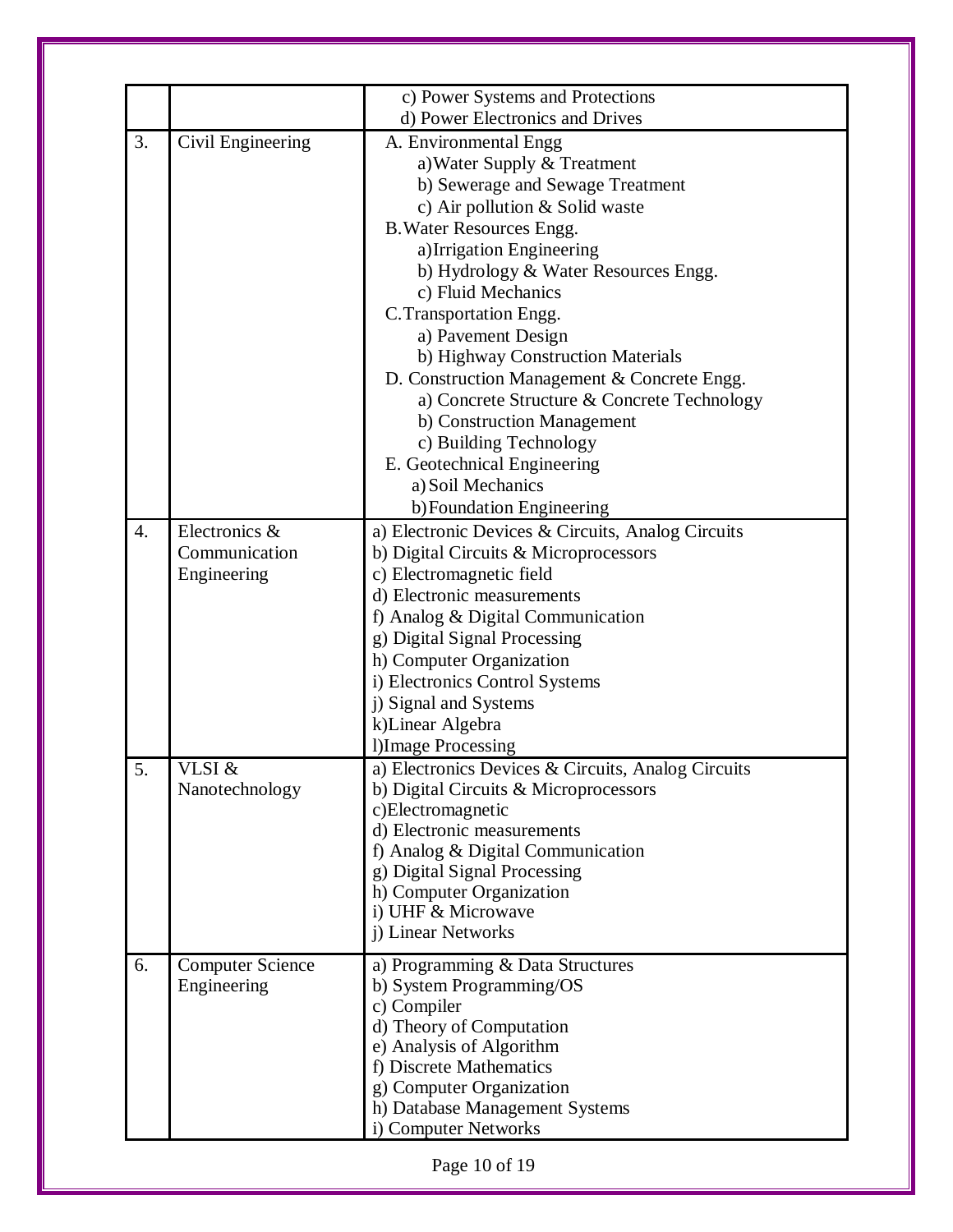| | | |
|---|---|---|
| | | c) Power Systems and Protections<br>d) Power Electronics and Drives |
| 3. | Civil Engineering | A. Environmental Engg<br>a)Water Supply & Treatment<br>b) Sewerage and Sewage Treatment<br>c) Air pollution & Solid waste<br>B.Water Resources Engg.<br>a)Irrigation Engineering<br>b) Hydrology & Water Resources Engg.<br>c) Fluid Mechanics<br>C.Transportation Engg.<br>a) Pavement Design<br>b) Highway Construction Materials<br>D. Construction Management & Concrete Engg.<br>a) Concrete Structure & Concrete Technology<br>b) Construction Management<br>c) Building Technology<br>E. Geotechnical Engineering<br>a) Soil Mechanics<br>b) Foundation Engineering |
| 4. | Electronics & Communication Engineering | a) Electronic Devices & Circuits, Analog Circuits<br>b) Digital Circuits & Microprocessors<br>c) Electromagnetic field<br>d) Electronic measurements<br>f) Analog & Digital Communication<br>g) Digital Signal Processing<br>h) Computer Organization<br>i) Electronics Control Systems<br>j) Signal and Systems<br>k)Linear Algebra<br>l)Image Processing |
| 5. | VLSI & Nanotechnology | a) Electronics Devices & Circuits, Analog Circuits<br>b) Digital Circuits & Microprocessors<br>c)Electromagnetic<br>d) Electronic measurements<br>f) Analog & Digital Communication<br>g) Digital Signal Processing<br>h) Computer Organization<br>i) UHF & Microwave<br>j) Linear Networks |
| 6. | Computer Science Engineering | a) Programming & Data Structures<br>b) System Programming/OS<br>c) Compiler<br>d) Theory of Computation<br>e) Analysis of Algorithm<br>f) Discrete Mathematics<br>g) Computer Organization<br>h) Database Management Systems<br>i) Computer Networks |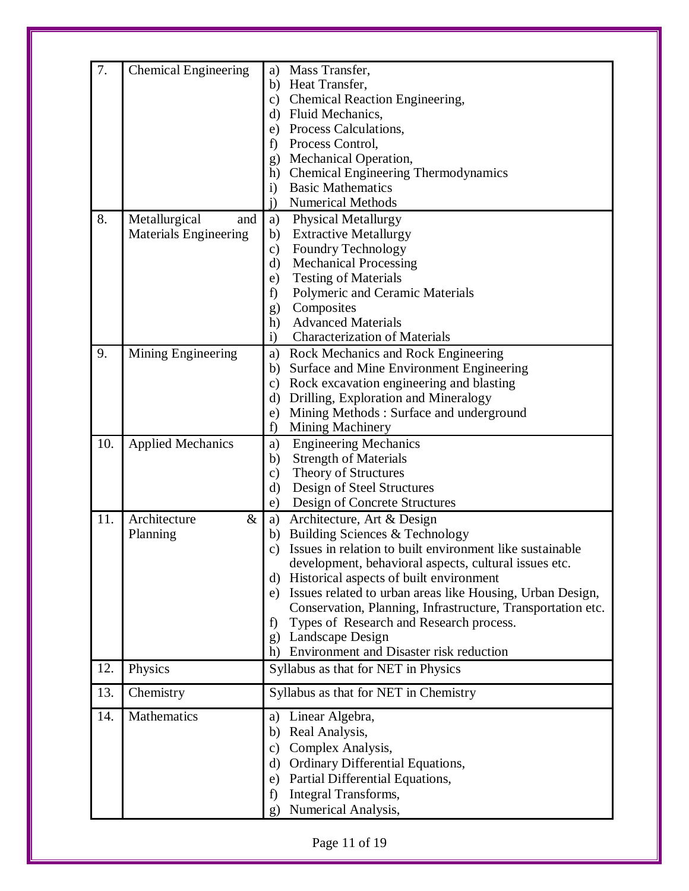| | | |
|---|---|---|
| 7. | Chemical Engineering | a) Mass Transfer,<br>b) Heat Transfer,<br>c) Chemical Reaction Engineering,<br>d) Fluid Mechanics,<br>e) Process Calculations,<br>f) Process Control,<br>g) Mechanical Operation,<br>h) Chemical Engineering Thermodynamics<br>i) Basic Mathematics<br>j) Numerical Methods |
| 8. | Metallurgical and Materials Engineering | a) Physical Metallurgy<br>b) Extractive Metallurgy<br>c) Foundry Technology<br>d) Mechanical Processing<br>e) Testing of Materials<br>f) Polymeric and Ceramic Materials<br>g) Composites<br>h) Advanced Materials<br>i) Characterization of Materials |
| 9. | Mining Engineering | a) Rock Mechanics and Rock Engineering<br>b) Surface and Mine Environment Engineering<br>c) Rock excavation engineering and blasting<br>d) Drilling, Exploration and Mineralogy<br>e) Mining Methods : Surface and underground<br>f) Mining Machinery |
| 10. | Applied Mechanics | a) Engineering Mechanics<br>b) Strength of Materials<br>c) Theory of Structures<br>d) Design of Steel Structures<br>e) Design of Concrete Structures |
| 11. | Architecture & Planning | a) Architecture, Art & Design<br>b) Building Sciences & Technology<br>c) Issues in relation to built environment like sustainable development, behavioral aspects, cultural issues etc.<br>d) Historical aspects of built environment<br>e) Issues related to urban areas like Housing, Urban Design, Conservation, Planning, Infrastructure, Transportation etc.<br>f) Types of Research and Research process.<br>g) Landscape Design<br>h) Environment and Disaster risk reduction |
| 12. | Physics | Syllabus as that for NET in Physics |
| 13. | Chemistry | Syllabus as that for NET in Chemistry |
| 14. | Mathematics | a) Linear Algebra,<br>b) Real Analysis,<br>c) Complex Analysis,<br>d) Ordinary Differential Equations,<br>e) Partial Differential Equations,<br>f) Integral Transforms,<br>g) Numerical Analysis, |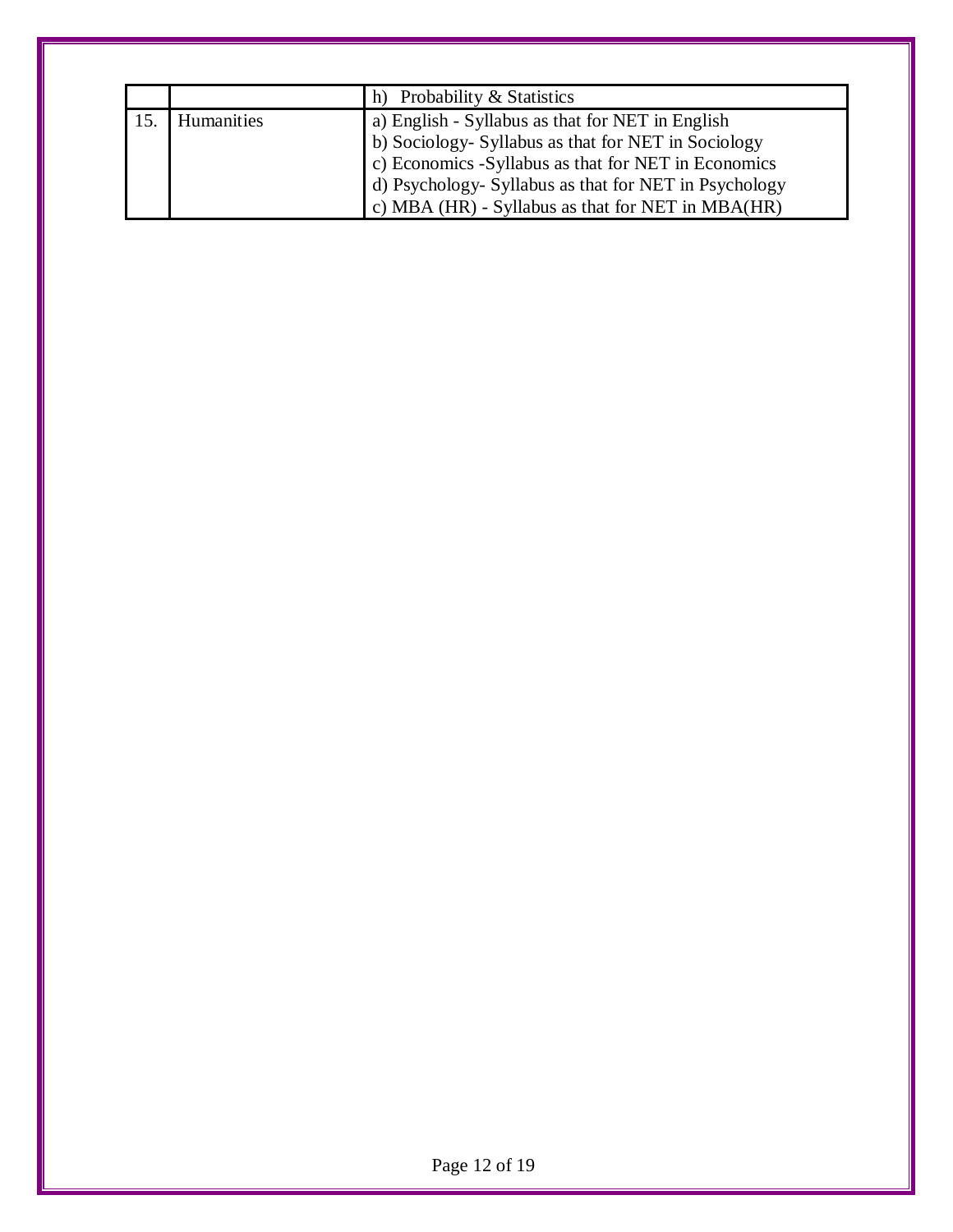| | | |
|---|---|---|
| | | h) Probability & Statistics |
| 15. | Humanities | a) English - Syllabus as that for NET in English<br>b) Sociology- Syllabus as that for NET in Sociology<br>c) Economics -Syllabus as that for NET in Economics<br>d) Psychology- Syllabus as that for NET in Psychology<br>c) MBA (HR) - Syllabus as that for NET in MBA(HR) |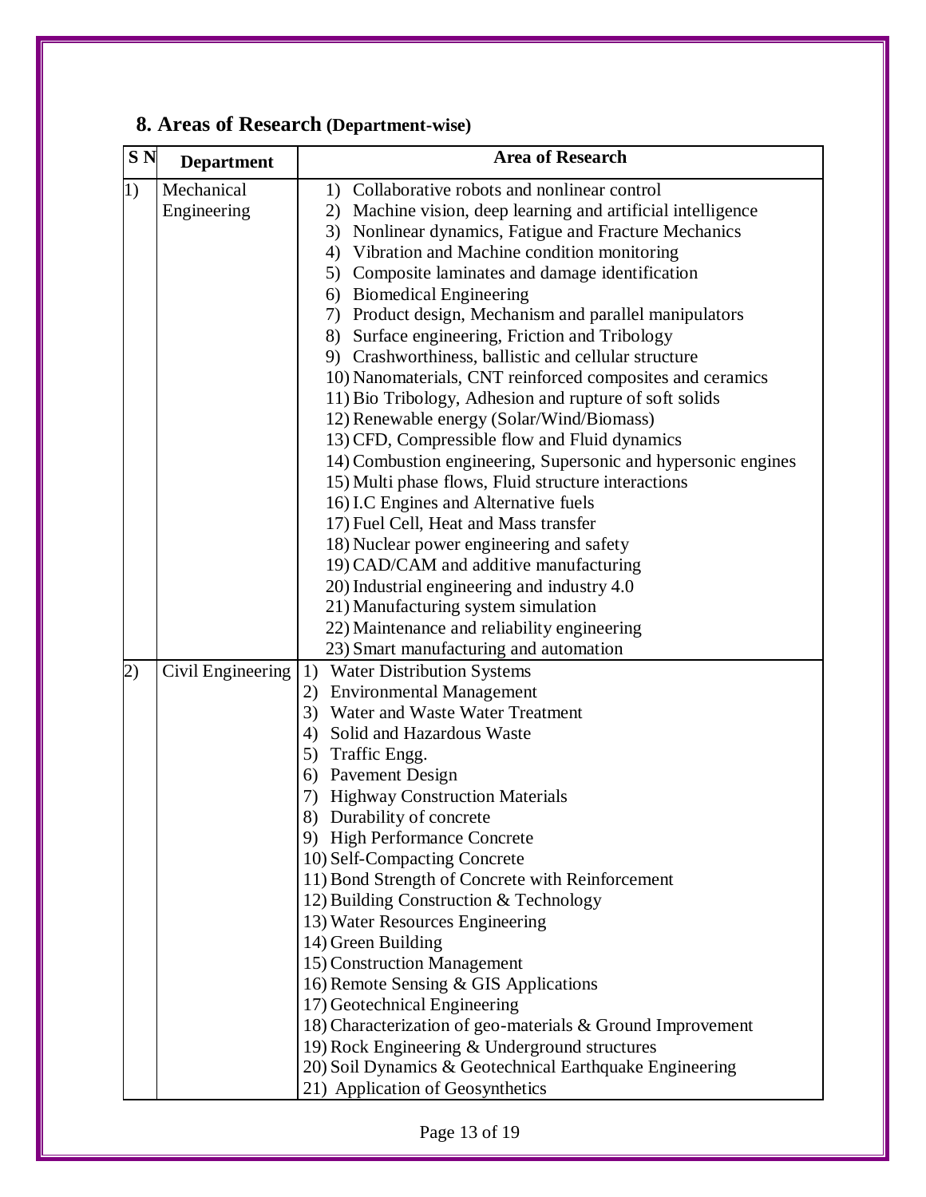## 8. Areas of Research (Department-wise)

| S N | Department | Area of Research |
|---|---|---|
| 1) | Mechanical Engineering | 1) Collaborative robots and nonlinear control<br>2) Machine vision, deep learning and artificial intelligence<br>3) Nonlinear dynamics, Fatigue and Fracture Mechanics<br>4) Vibration and Machine condition monitoring<br>5) Composite laminates and damage identification<br>6) Biomedical Engineering<br>7) Product design, Mechanism and parallel manipulators<br>8) Surface engineering, Friction and Tribology<br>9) Crashworthiness, ballistic and cellular structure<br>10) Nanomaterials, CNT reinforced composites and ceramics<br>11) Bio Tribology, Adhesion and rupture of soft solids<br>12) Renewable energy (Solar/Wind/Biomass)<br>13) CFD, Compressible flow and Fluid dynamics<br>14) Combustion engineering, Supersonic and hypersonic engines<br>15) Multi phase flows, Fluid structure interactions<br>16) I.C Engines and Alternative fuels<br>17) Fuel Cell, Heat and Mass transfer<br>18) Nuclear power engineering and safety<br>19) CAD/CAM and additive manufacturing<br>20) Industrial engineering and industry 4.0<br>21) Manufacturing system simulation<br>22) Maintenance and reliability engineering<br>23) Smart manufacturing and automation |
| 2) | Civil Engineering | 1) Water Distribution Systems<br>2) Environmental Management<br>3) Water and Waste Water Treatment<br>4) Solid and Hazardous Waste<br>5) Traffic Engg.<br>6) Pavement Design<br>7) Highway Construction Materials<br>8) Durability of concrete<br>9) High Performance Concrete<br>10) Self-Compacting Concrete<br>11) Bond Strength of Concrete with Reinforcement<br>12) Building Construction & Technology<br>13) Water Resources Engineering<br>14) Green Building<br>15) Construction Management<br>16) Remote Sensing & GIS Applications<br>17) Geotechnical Engineering<br>18) Characterization of geo-materials & Ground Improvement<br>19) Rock Engineering & Underground structures<br>20) Soil Dynamics & Geotechnical Earthquake Engineering<br>21) Application of Geosynthetics |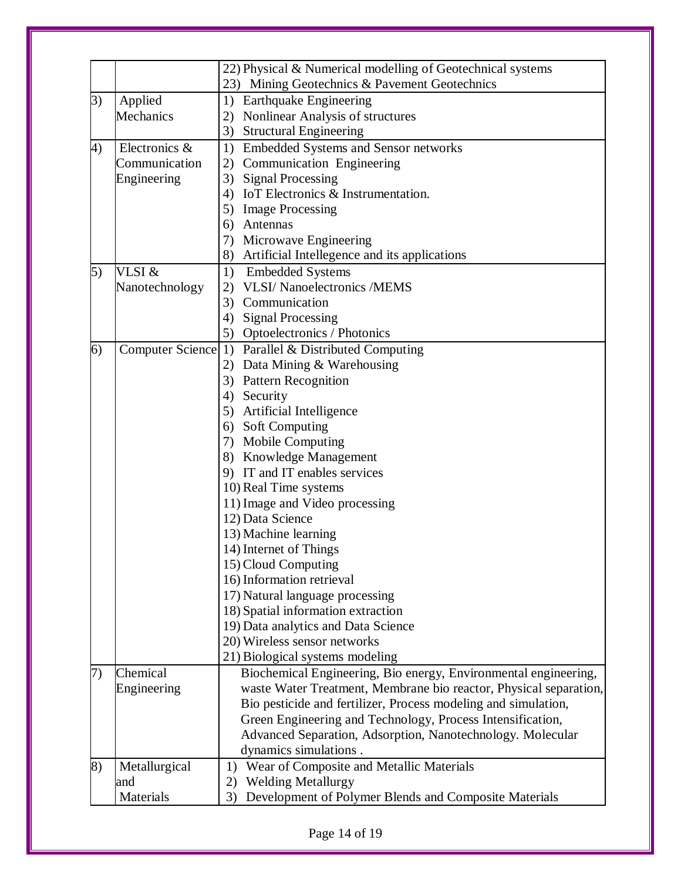| | | |
|---|---|---|
| | | 22) Physical & Numerical modelling of Geotechnical systems<br>23) Mining Geotechnics & Pavement Geotechnics |
| 3) | Applied Mechanics | 1) Earthquake Engineering<br>2) Nonlinear Analysis of structures<br>3) Structural Engineering |
| 4) | Electronics & Communication Engineering | 1) Embedded Systems and Sensor networks<br>2) Communication Engineering<br>3) Signal Processing<br>4) IoT Electronics & Instrumentation.<br>5) Image Processing<br>6) Antennas<br>7) Microwave Engineering<br>8) Artificial Intellegence and its applications |
| 5) | VLSI & Nanotechnology | 1) Embedded Systems<br>2) VLSI/ Nanoelectronics /MEMS<br>3) Communication<br>4) Signal Processing<br>5) Optoelectronics / Photonics |
| 6) | Computer Science | 1) Parallel & Distributed Computing<br>2) Data Mining & Warehousing<br>3) Pattern Recognition<br>4) Security<br>5) Artificial Intelligence<br>6) Soft Computing<br>7) Mobile Computing<br>8) Knowledge Management<br>9) IT and IT enables services<br>10) Real Time systems<br>11) Image and Video processing<br>12) Data Science<br>13) Machine learning<br>14) Internet of Things<br>15) Cloud Computing<br>16) Information retrieval<br>17) Natural language processing<br>18) Spatial information extraction<br>19) Data analytics and Data Science<br>20) Wireless sensor networks<br>21) Biological systems modeling |
| 7) | Chemical Engineering | Biochemical Engineering, Bio energy, Environmental engineering, waste Water Treatment, Membrane bio reactor, Physical separation, Bio pesticide and fertilizer, Process modeling and simulation, Green Engineering and Technology, Process Intensification, Advanced Separation, Adsorption, Nanotechnology. Molecular dynamics simulations . |
| 8) | Metallurgical and Materials | 1) Wear of Composite and Metallic Materials<br>2) Welding Metallurgy<br>3) Development of Polymer Blends and Composite Materials |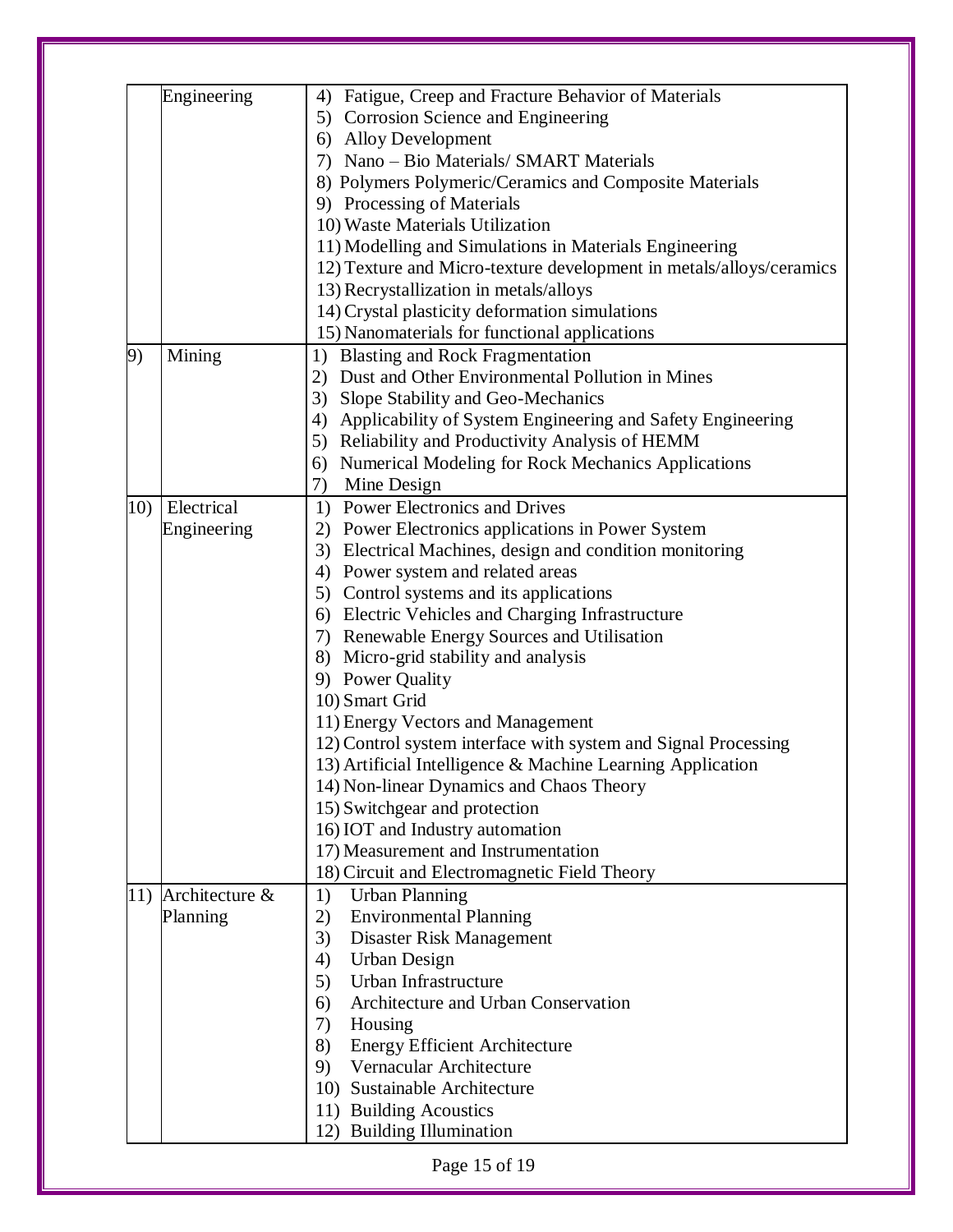| | | |
|---|---|---|
| | Engineering | 4) Fatigue, Creep and Fracture Behavior of Materials<br>5) Corrosion Science and Engineering<br>6) Alloy Development<br>7) Nano – Bio Materials/ SMART Materials<br>8) Polymers Polymeric/Ceramics and Composite Materials<br>9) Processing of Materials<br>10) Waste Materials Utilization<br>11) Modelling and Simulations in Materials Engineering<br>12) Texture and Micro-texture development in metals/alloys/ceramics<br>13) Recrystallization in metals/alloys<br>14) Crystal plasticity deformation simulations<br>15) Nanomaterials for functional applications |
| 9) | Mining | 1) Blasting and Rock Fragmentation<br>2) Dust and Other Environmental Pollution in Mines<br>3) Slope Stability and Geo-Mechanics<br>4) Applicability of System Engineering and Safety Engineering<br>5) Reliability and Productivity Analysis of HEMM<br>6) Numerical Modeling for Rock Mechanics Applications<br>7) Mine Design |
| 10) | Electrical Engineering | 1) Power Electronics and Drives<br>2) Power Electronics applications in Power System<br>3) Electrical Machines, design and condition monitoring<br>4) Power system and related areas<br>5) Control systems and its applications<br>6) Electric Vehicles and Charging Infrastructure<br>7) Renewable Energy Sources and Utilisation<br>8) Micro-grid stability and analysis<br>9) Power Quality<br>10) Smart Grid<br>11) Energy Vectors and Management<br>12) Control system interface with system and Signal Processing<br>13) Artificial Intelligence & Machine Learning Application<br>14) Non-linear Dynamics and Chaos Theory<br>15) Switchgear and protection<br>16) IOT and Industry automation<br>17) Measurement and Instrumentation<br>18) Circuit and Electromagnetic Field Theory |
| 11) | Architecture & Planning | 1) Urban Planning<br>2) Environmental Planning<br>3) Disaster Risk Management<br>4) Urban Design<br>5) Urban Infrastructure<br>6) Architecture and Urban Conservation<br>7) Housing<br>8) Energy Efficient Architecture<br>9) Vernacular Architecture<br>10) Sustainable Architecture<br>11) Building Acoustics<br>12) Building Illumination |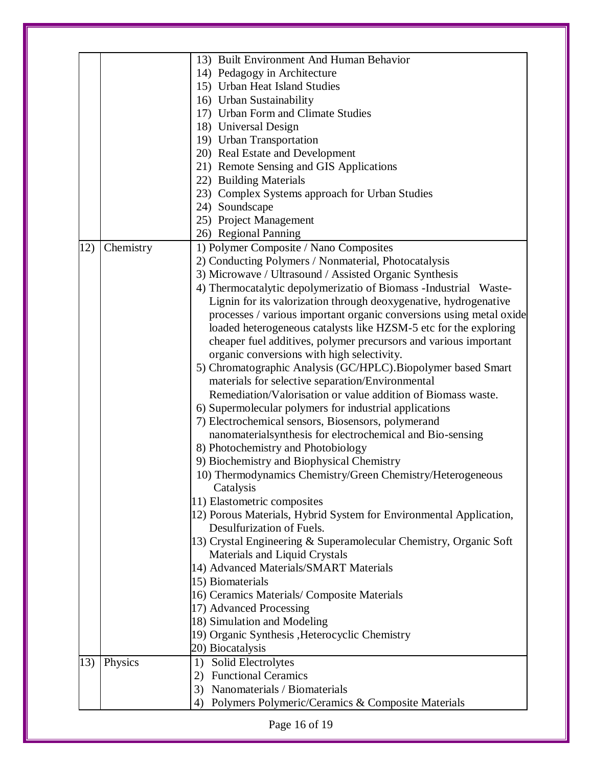| | | |
|---|---|---|
| | | 13) Built Environment And Human Behavior<br>14) Pedagogy in Architecture<br>15) Urban Heat Island Studies<br>16) Urban Sustainability<br>17) Urban Form and Climate Studies<br>18) Universal Design<br>19) Urban Transportation<br>20) Real Estate and Development<br>21) Remote Sensing and GIS Applications<br>22) Building Materials<br>23) Complex Systems approach for Urban Studies<br>24) Soundscape<br>25) Project Management<br>26) Regional Panning |
| 12) | Chemistry | 1) Polymer Composite / Nano Composites<br>2) Conducting Polymers / Nonmaterial, Photocatalysis<br>3) Microwave / Ultrasound / Assisted Organic Synthesis<br>4) Thermocatalytic depolymerizatio of Biomass -Industrial Waste-Lignin for its valorization through deoxygenative, hydrogenative processes / various important organic conversions using metal oxide loaded heterogeneous catalysts like HZSM-5 etc for the exploring cheaper fuel additives, polymer precursors and various important organic conversions with high selectivity.<br>5) Chromatographic Analysis (GC/HPLC).Biopolymer based Smart materials for selective separation/Environmental Remediation/Valorisation or value addition of Biomass waste.<br>6) Supermolecular polymers for industrial applications<br>7) Electrochemical sensors, Biosensors, polymerand nanomaterialsynthesis for electrochemical and Bio-sensing<br>8) Photochemistry and Photobiology<br>9) Biochemistry and Biophysical Chemistry<br>10) Thermodynamics Chemistry/Green Chemistry/Heterogeneous Catalysis<br>11) Elastometric composites<br>12) Porous Materials, Hybrid System for Environmental Application, Desulfurization of Fuels.<br>13) Crystal Engineering & Superamolecular Chemistry, Organic Soft Materials and Liquid Crystals<br>14) Advanced Materials/SMART Materials<br>15) Biomaterials<br>16) Ceramics Materials/ Composite Materials<br>17) Advanced Processing<br>18) Simulation and Modeling<br>19) Organic Synthesis ,Heterocyclic Chemistry<br>20) Biocatalysis |
| 13) | Physics | 1) Solid Electrolytes<br>2) Functional Ceramics<br>3) Nanomaterials / Biomaterials<br>4) Polymers Polymeric/Ceramics & Composite Materials |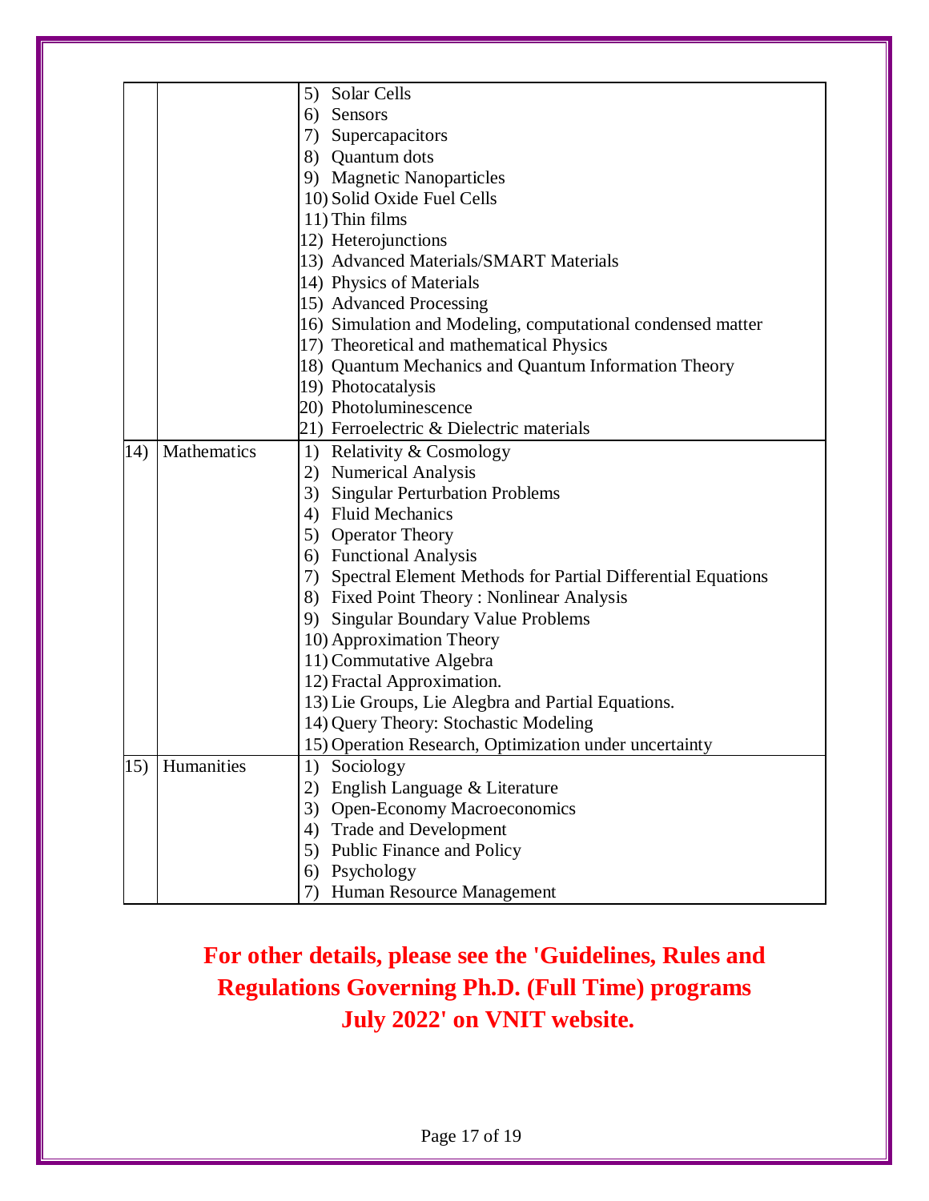| | | |
|---|---|---|
| | | 5) Solar Cells<br>6) Sensors<br>7) Supercapacitors<br>8) Quantum dots<br>9) Magnetic Nanoparticles<br>10) Solid Oxide Fuel Cells<br>11) Thin films<br>12) Heterojunctions<br>13) Advanced Materials/SMART Materials<br>14) Physics of Materials<br>15) Advanced Processing<br>16) Simulation and Modeling, computational condensed matter<br>17) Theoretical and mathematical Physics<br>18) Quantum Mechanics and Quantum Information Theory<br>19) Photocatalysis<br>20) Photoluminescence<br>21) Ferroelectric & Dielectric materials |
| 14) | Mathematics | 1) Relativity & Cosmology<br>2) Numerical Analysis<br>3) Singular Perturbation Problems<br>4) Fluid Mechanics<br>5) Operator Theory<br>6) Functional Analysis<br>7) Spectral Element Methods for Partial Differential Equations<br>8) Fixed Point Theory : Nonlinear Analysis<br>9) Singular Boundary Value Problems<br>10) Approximation Theory<br>11) Commutative Algebra<br>12) Fractal Approximation.<br>13) Lie Groups, Lie Alegbra and Partial Equations.<br>14) Query Theory: Stochastic Modeling<br>15) Operation Research, Optimization under uncertainty |
| 15) | Humanities | 1) Sociology<br>2) English Language & Literature<br>3) Open-Economy Macroeconomics<br>4) Trade and Development<br>5) Public Finance and Policy<br>6) Psychology<br>7) Human Resource Management |

**For other details, please see the 'Guidelines, Rules and Regulations Governing Ph.D. (Full Time) programs July 2022' on VNIT website.**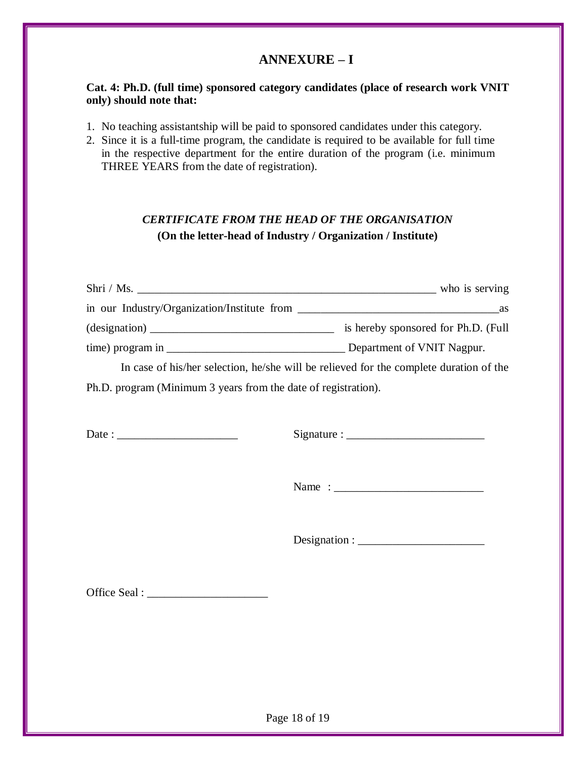# ANNEXURE – I

**Cat. 4: Ph.D. (full time) sponsored category candidates (place of research work VNIT only) should note that:**

1. No teaching assistantship will be paid to sponsored candidates under this category.
2. Since it is a full-time program, the candidate is required to be available for full time in the respective department for the entire duration of the program (i.e. minimum THREE YEARS from the date of registration).

## *CERTIFICATE FROM THE HEAD OF THE ORGANISATION*

**(On the letter-head of Industry / Organization / Institute)**

Shri / Ms. ______________________________________________________ who is serving in our Industry/Organization/Institute from ___________________________________as (designation) ________________________________ is hereby sponsored for Ph.D. (Full time) program in ______________________________ Department of VNIT Nagpur.

In case of his/her selection, he/she will be relieved for the complete duration of the Ph.D. program (Minimum 3 years from the date of registration).

Date : _____________________

Signature : ________________________

Name : __________________________

Designation : _____________________

Office Seal : _____________________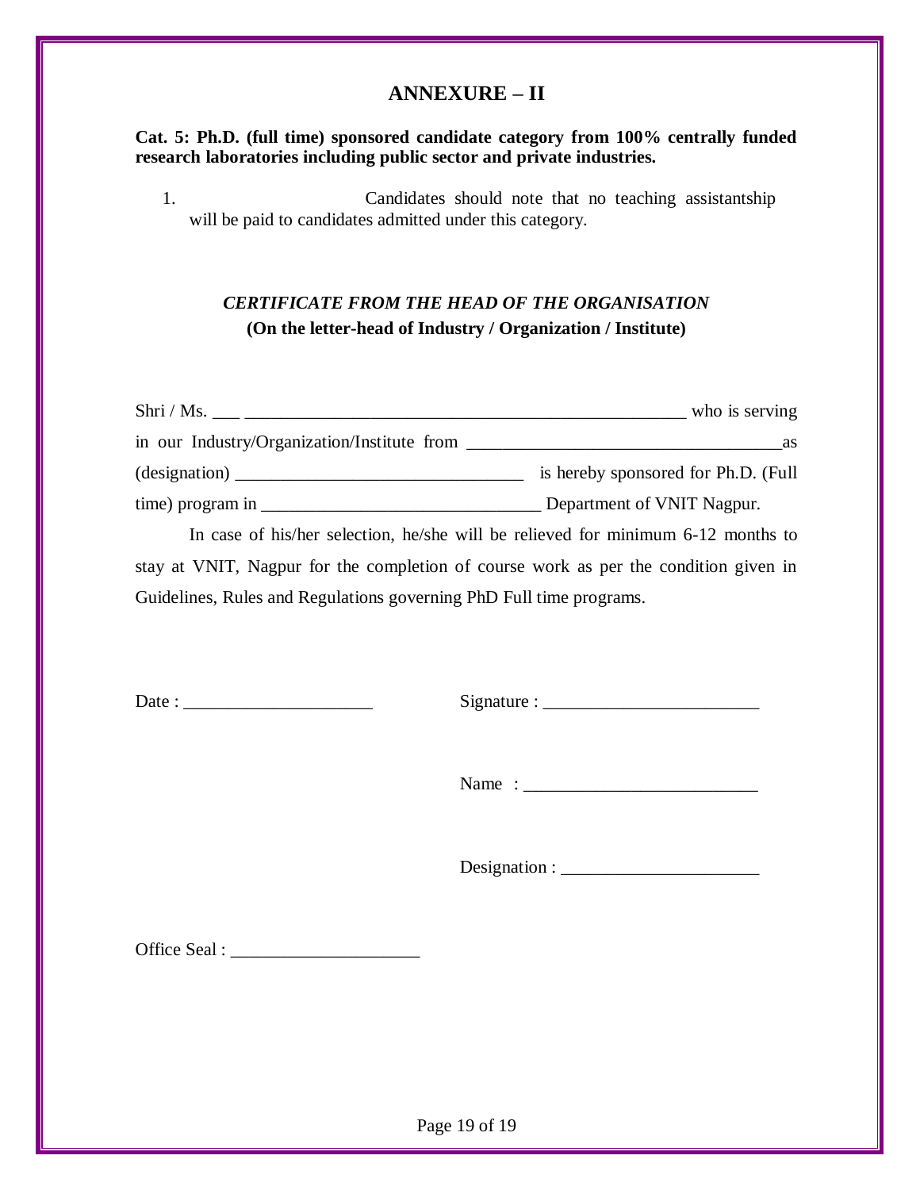# ANNEXURE – II

**Cat. 5: Ph.D. (full time) sponsored candidate category from 100% centrally funded research laboratories including public sector and private industries.**

1. Candidates should note that no teaching assistantship will be paid to candidates admitted under this category.

***CERTIFICATE FROM THE HEAD OF THE ORGANISATION***

**(On the letter-head of Industry / Organization / Institute)**

Shri / Ms. ___ ___________________________________________________ who is serving in our Industry/Organization/Institute from ____________________________________as (designation) _________________________________ is hereby sponsored for Ph.D. (Full time) program in _______________________________ Department of VNIT Nagpur.

In case of his/her selection, he/she will be relieved for minimum 6-12 months to stay at VNIT, Nagpur for the completion of course work as per the condition given in Guidelines, Rules and Regulations governing PhD Full time programs.

Date : _____________________

Signature : ________________________

Name : __________________________

Designation : ______________________

Office Seal : _____________________